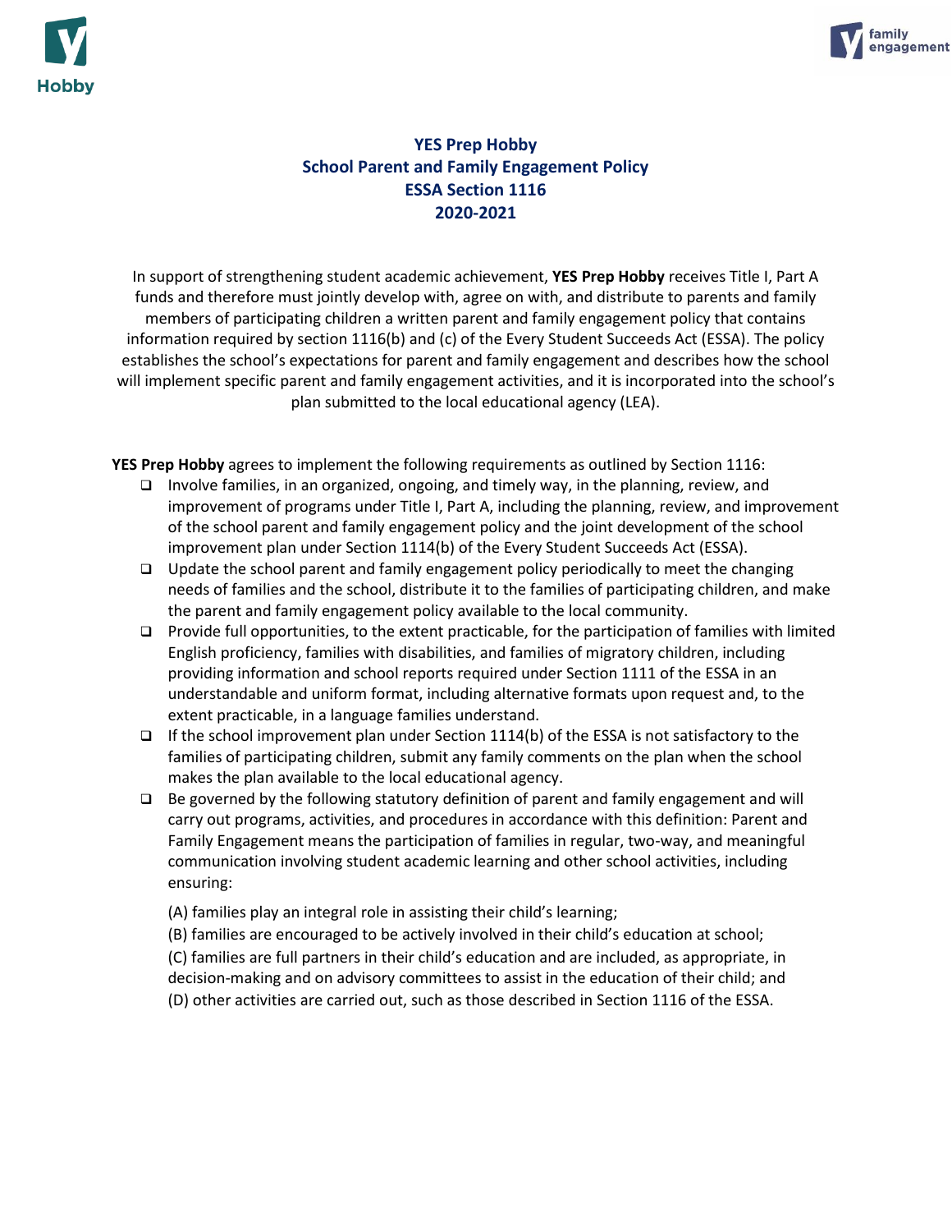# YES Prep Hobby
## School Parent and Family Engagement Policy
## ESSA Section 1116
## 2020-2021

In support of strengthening student academic achievement, **YES Prep Hobby** receives Title I, Part A funds and therefore must jointly develop with, agree on with, and distribute to parents and family members of participating children a written parent and family engagement policy that contains information required by section 1116(b) and (c) of the Every Student Succeeds Act (ESSA). The policy establishes the school's expectations for parent and family engagement and describes how the school will implement specific parent and family engagement activities, and it is incorporated into the school's plan submitted to the local educational agency (LEA).

**YES Prep Hobby** agrees to implement the following requirements as outlined by Section 1116:

- Involve families, in an organized, ongoing, and timely way, in the planning, review, and improvement of programs under Title I, Part A, including the planning, review, and improvement of the school parent and family engagement policy and the joint development of the school improvement plan under Section 1114(b) of the Every Student Succeeds Act (ESSA).
- Update the school parent and family engagement policy periodically to meet the changing needs of families and the school, distribute it to the families of participating children, and make the parent and family engagement policy available to the local community.
- Provide full opportunities, to the extent practicable, for the participation of families with limited English proficiency, families with disabilities, and families of migratory children, including providing information and school reports required under Section 1111 of the ESSA in an understandable and uniform format, including alternative formats upon request and, to the extent practicable, in a language families understand.
- If the school improvement plan under Section 1114(b) of the ESSA is not satisfactory to the families of participating children, submit any family comments on the plan when the school makes the plan available to the local educational agency.
- Be governed by the following statutory definition of parent and family engagement and will carry out programs, activities, and procedures in accordance with this definition: Parent and Family Engagement means the participation of families in regular, two-way, and meaningful communication involving student academic learning and other school activities, including ensuring:

  (A) families play an integral role in assisting their child's learning;

  (B) families are encouraged to be actively involved in their child's education at school;

  (C) families are full partners in their child's education and are included, as appropriate, in decision-making and on advisory committees to assist in the education of their child; and

  (D) other activities are carried out, such as those described in Section 1116 of the ESSA.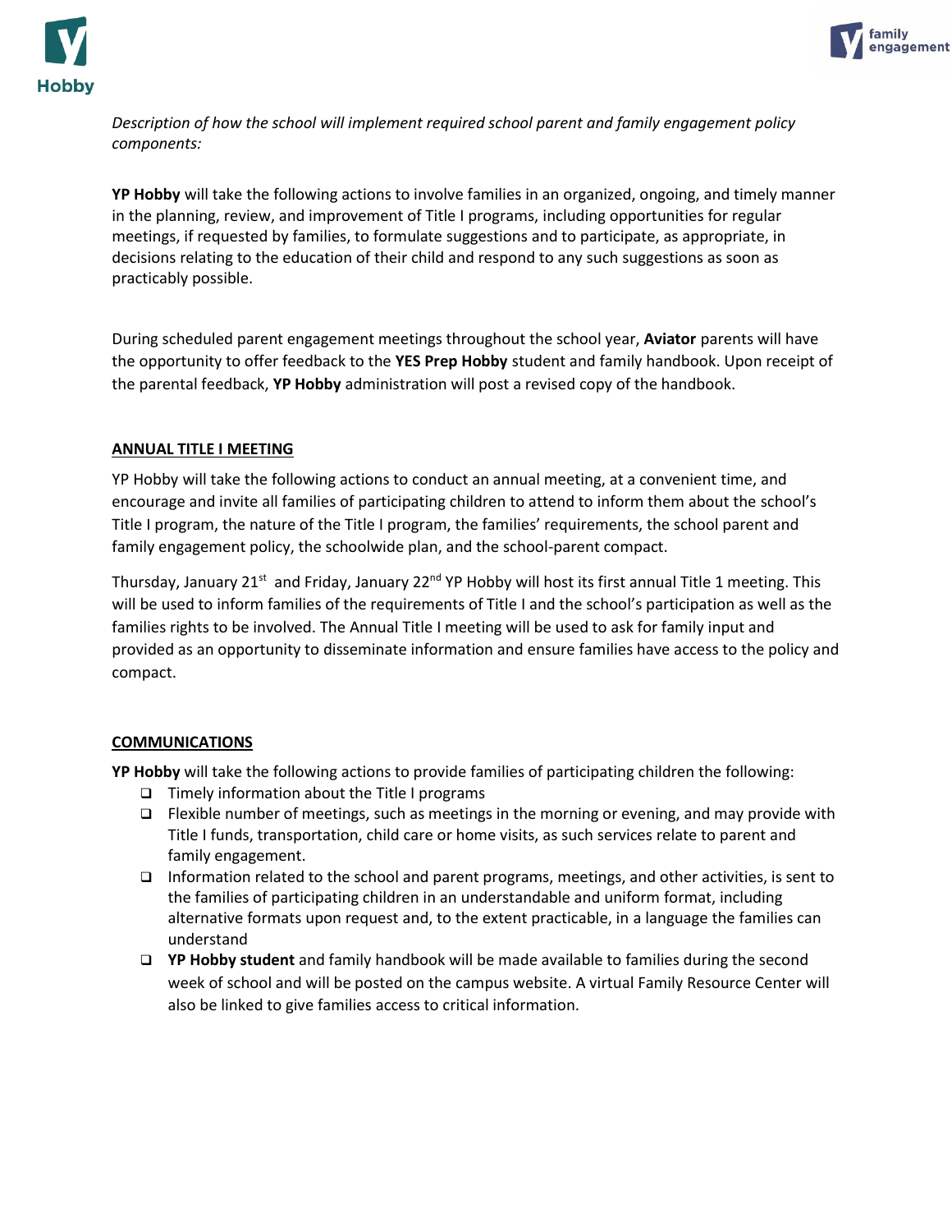*Description of how the school will implement required school parent and family engagement policy components:*

**YP Hobby** will take the following actions to involve families in an organized, ongoing, and timely manner in the planning, review, and improvement of Title I programs, including opportunities for regular meetings, if requested by families, to formulate suggestions and to participate, as appropriate, in decisions relating to the education of their child and respond to any such suggestions as soon as practicably possible.

During scheduled parent engagement meetings throughout the school year, **Aviator** parents will have the opportunity to offer feedback to the **YES Prep Hobby** student and family handbook. Upon receipt of the parental feedback, **YP Hobby** administration will post a revised copy of the handbook.

## ANNUAL TITLE I MEETING

YP Hobby will take the following actions to conduct an annual meeting, at a convenient time, and encourage and invite all families of participating children to attend to inform them about the school's Title I program, the nature of the Title I program, the families' requirements, the school parent and family engagement policy, the schoolwide plan, and the school-parent compact.

Thursday, January 21st and Friday, January 22nd YP Hobby will host its first annual Title 1 meeting. This will be used to inform families of the requirements of Title I and the school's participation as well as the families rights to be involved. The Annual Title I meeting will be used to ask for family input and provided as an opportunity to disseminate information and ensure families have access to the policy and compact.

## COMMUNICATIONS

**YP Hobby** will take the following actions to provide families of participating children the following:

- Timely information about the Title I programs
- Flexible number of meetings, such as meetings in the morning or evening, and may provide with Title I funds, transportation, child care or home visits, as such services relate to parent and family engagement.
- Information related to the school and parent programs, meetings, and other activities, is sent to the families of participating children in an understandable and uniform format, including alternative formats upon request and, to the extent practicable, in a language the families can understand
- **YP Hobby student** and family handbook will be made available to families during the second week of school and will be posted on the campus website. A virtual Family Resource Center will also be linked to give families access to critical information.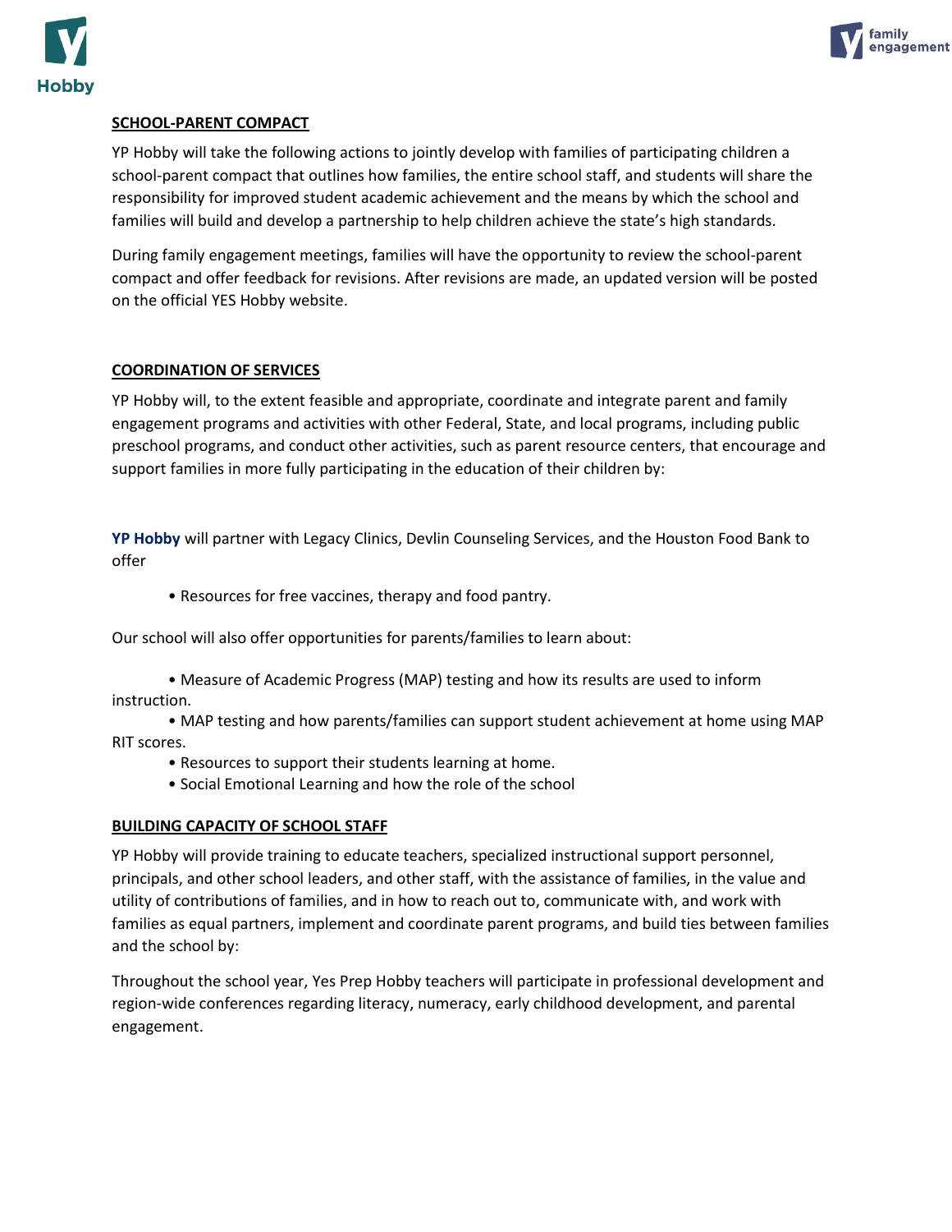## SCHOOL-PARENT COMPACT

YP Hobby will take the following actions to jointly develop with families of participating children a school-parent compact that outlines how families, the entire school staff, and students will share the responsibility for improved student academic achievement and the means by which the school and families will build and develop a partnership to help children achieve the state's high standards.

During family engagement meetings, families will have the opportunity to review the school-parent compact and offer feedback for revisions. After revisions are made, an updated version will be posted on the official YES Hobby website.

## COORDINATION OF SERVICES

YP Hobby will, to the extent feasible and appropriate, coordinate and integrate parent and family engagement programs and activities with other Federal, State, and local programs, including public preschool programs, and conduct other activities, such as parent resource centers, that encourage and support families in more fully participating in the education of their children by:

**YP Hobby** will partner with Legacy Clinics, Devlin Counseling Services, and the Houston Food Bank to offer

- Resources for free vaccines, therapy and food pantry.

Our school will also offer opportunities for parents/families to learn about:

- Measure of Academic Progress (MAP) testing and how its results are used to inform instruction.
- MAP testing and how parents/families can support student achievement at home using MAP RIT scores.
- Resources to support their students learning at home.
- Social Emotional Learning and how the role of the school

## BUILDING CAPACITY OF SCHOOL STAFF

YP Hobby will provide training to educate teachers, specialized instructional support personnel, principals, and other school leaders, and other staff, with the assistance of families, in the value and utility of contributions of families, and in how to reach out to, communicate with, and work with families as equal partners, implement and coordinate parent programs, and build ties between families and the school by:

Throughout the school year, Yes Prep Hobby teachers will participate in professional development and region-wide conferences regarding literacy, numeracy, early childhood development, and parental engagement.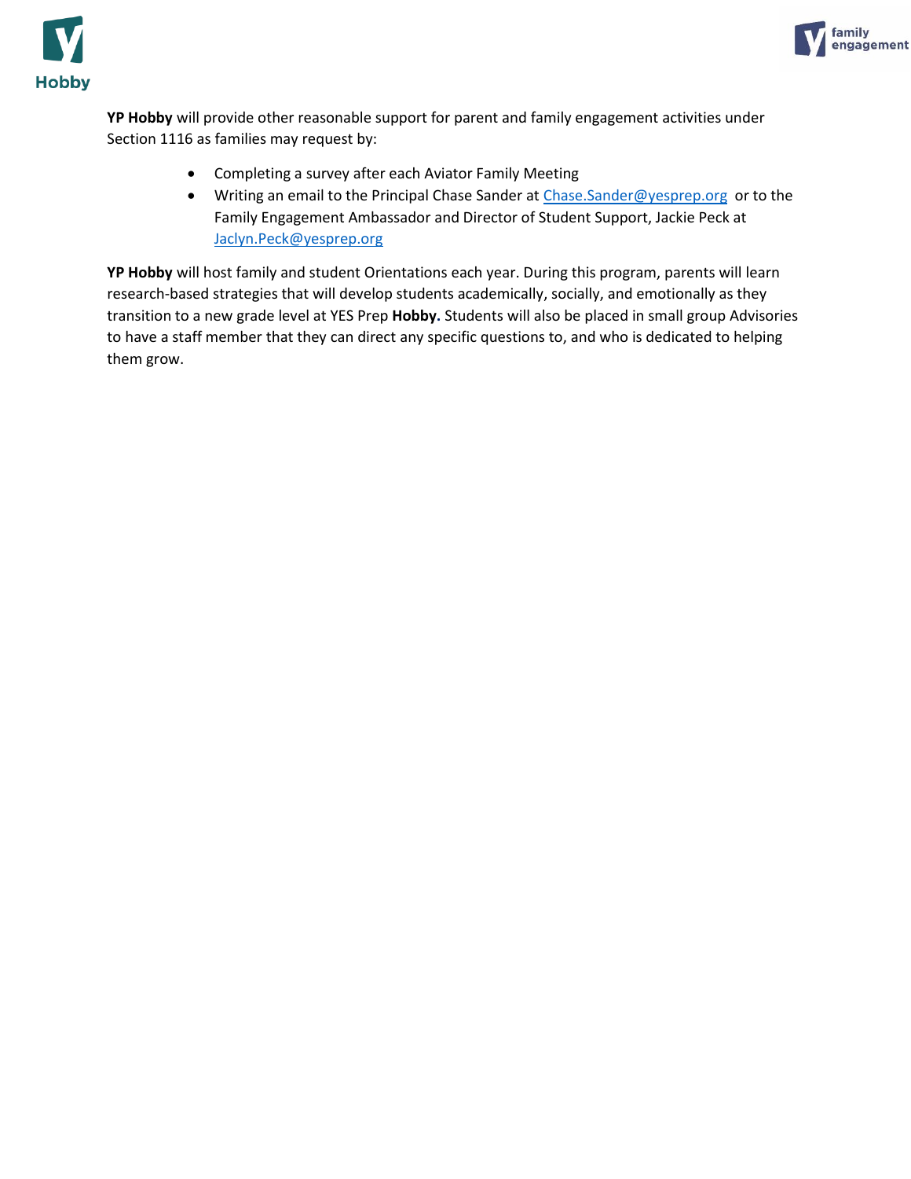**YP Hobby** will provide other reasonable support for parent and family engagement activities under Section 1116 as families may request by:

- Completing a survey after each Aviator Family Meeting
- Writing an email to the Principal Chase Sander at Chase.Sander@yesprep.org or to the Family Engagement Ambassador and Director of Student Support, Jackie Peck at Jaclyn.Peck@yesprep.org

**YP Hobby** will host family and student Orientations each year. During this program, parents will learn research-based strategies that will develop students academically, socially, and emotionally as they transition to a new grade level at YES Prep **Hobby.** Students will also be placed in small group Advisories to have a staff member that they can direct any specific questions to, and who is dedicated to helping them grow.